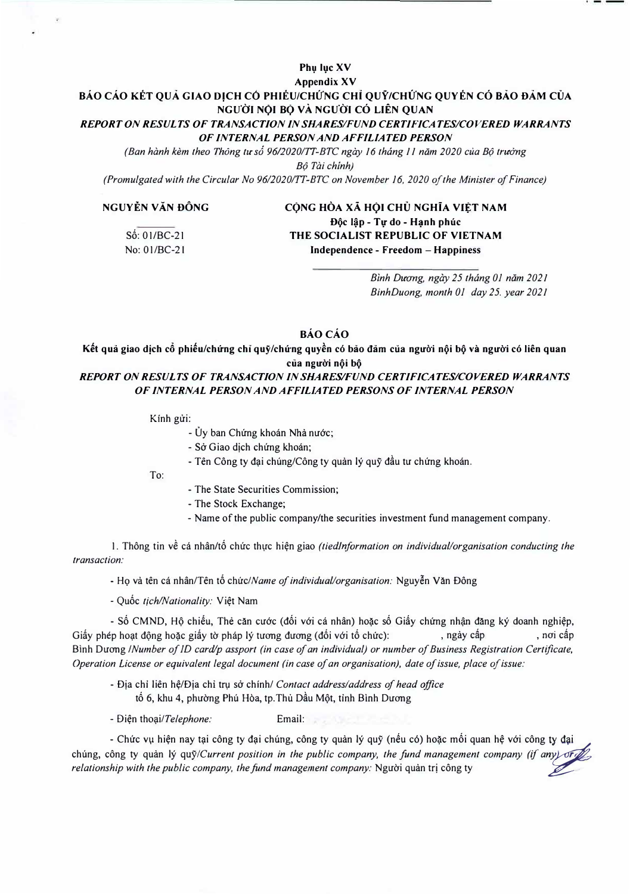**Phụ lục XV**
**Appendix XV**

**BÁO CÁO KẾT QUẢ GIAO DỊCH CỔ PHIẾU/CHỨNG CHỈ QUỸ/CHỨNG QUYỀN CÓ BẢO ĐẢM CỦA NGƯỜI NỘI BỘ VÀ NGƯỜI CÓ LIÊN QUAN**

***REPORT ON RESULTS OF TRANSACTION IN SHARES/FUND CERTIFICATES/COVERED WARRANTS OF INTERNAL PERSON AND AFFILIATED PERSON***

*(Ban hành kèm theo Thông tư số 96/2020/TT-BTC ngày 16 tháng 11 năm 2020 của Bộ trưởng Bộ Tài chính)*

*(Promulgated with the Circular No 96/2020/TT-BTC on November 16, 2020 of the Minister of Finance)*

**NGUYỄN VĂN ĐÔNG**

Số: 01/BC-21
No: 01/BC-21

**CỘNG HÒA XÃ HỘI CHỦ NGHĨA VIỆT NAM**
**Độc lập - Tự do - Hạnh phúc**
**THE SOCIALIST REPUBLIC OF VIETNAM**
**Independence - Freedom – Happiness**

*Bình Dương, ngày 25 tháng 01 năm 2021*
*BinhDuong, month 01 day 25. year 2021*

**BÁO CÁO**

**Kết quả giao dịch cổ phiếu/chứng chỉ quỹ/chứng quyền có bảo đảm của người nội bộ và người có liên quan của người nội bộ**

***REPORT ON RESULTS OF TRANSACTION IN SHARES/FUND CERTIFICATES/COVERED WARRANTS OF INTERNAL PERSON AND AFFILIATED PERSONS OF INTERNAL PERSON***

Kính gửi:
- Ủy ban Chứng khoán Nhà nước;
- Sở Giao dịch chứng khoán;
- Tên Công ty đại chúng/Công ty quản lý quỹ đầu tư chứng khoán.

To:
- The State Securities Commission;
- The Stock Exchange;
- Name of the public company/the securities investment fund management company.

1. Thông tin về cá nhân/tổ chức thực hiện giao *(tiedInformation on individual/organisation conducting the transaction:*

- Họ và tên cá nhân/Tên tổ chức/*Name of individual/organisation:* Nguyễn Văn Đông

- Quốc *tịch/Nationality:* Việt Nam

- Số CMND, Hộ chiếu, Thẻ căn cước (đối với cá nhân) hoặc số Giấy chứng nhận đăng ký doanh nghiệp, Giấy phép hoạt động hoặc giấy tờ pháp lý tương đương (đối với tổ chức): , ngày cấp , nơi cấp Bình Dương /*Number of ID card/p assport (in case of an individual) or number of Business Registration Certificate, Operation License or equivalent legal document (in case of an organisation), date of issue, place of issue:*

- Địa chỉ liên hệ/Địa chỉ trụ sở chính/ *Contact address/address of head office*
tổ 6, khu 4, phường Phú Hòa, tp.Thủ Dầu Một, tỉnh Bình Dương

- Điện thoại/*Telephone:* Email:

- Chức vụ hiện nay tại công ty đại chúng, công ty quản lý quỹ (nếu có) hoặc mối quan hệ với công ty đại chúng, công ty quản lý quỹ/*Current position in the public company, the fund management company (if any) or relationship with the public company, the fund management company:* Người quản trị công ty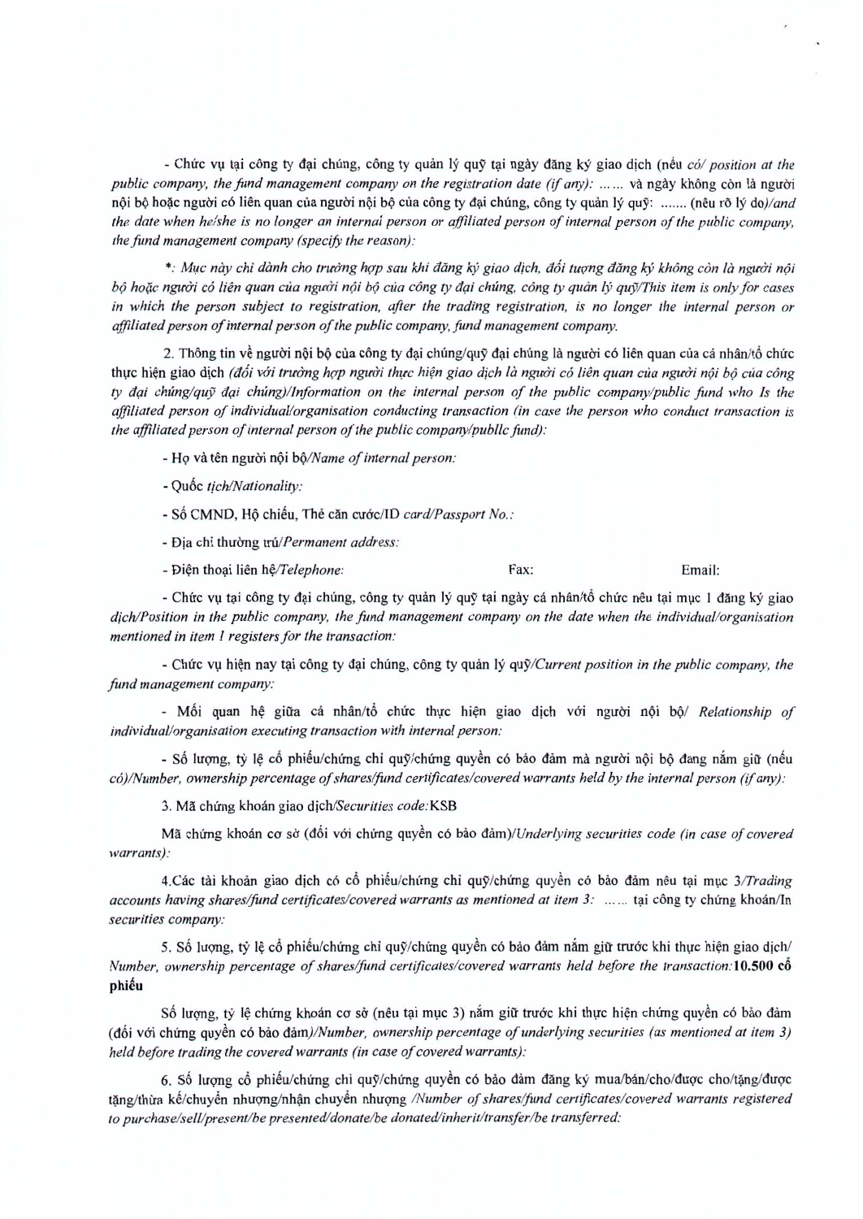- Chức vụ tại công ty đại chúng, công ty quản lý quỹ tại ngày đăng ký giao dịch (nếu *có/ position at the public company, the fund management company on the registration date (if any)*: …… và ngày không còn là người nội bộ hoặc người có liên quan của người nội bộ của công ty đại chúng, công ty quản lý quỹ: ....... (nêu rõ lý do)/*and the date when he/she is no longer an internal person or affiliated person of internal person of the public company, the fund management company (specify the reason)*:

*\*: Mục này chỉ dành cho trường hợp sau khi đăng ký giao dịch, đối tượng đăng ký không còn là người nội bộ hoặc người có liên quan của người nội bộ của công ty đại chúng, công ty quản lý quỹ/This item is only for cases in which the person subject to registration, after the trading registration, is no longer the internal person or affiliated person of internal person of the public company, fund management company.*

2. Thông tin về người nội bộ của công ty đại chúng/quỹ đại chúng là người có liên quan của cá nhân/tổ chức thực hiện giao dịch *(đối với trường hợp người thực hiện giao dịch là người có liên quan của người nội bộ của công ty đại chúng/quỹ đại chúng)/Information on the internal person of the public company/public fund who Is the affiliated person of individual/organisation conducting transaction (in case the person who conduct transaction is the affiliated person of internal person of the public company/publlc fund)*:

- Họ và tên người nội bộ/*Name of internal person*:

- Quốc tịch/*Nationality*:

- Số CMND, Hộ chiếu, Thẻ căn cước/ID *card/Passport No.*:

- Địa chỉ thường trú/*Permanent address*:

- Điện thoại liên hệ/*Telephone*: Fax: Email:

- Chức vụ tại công ty đại chúng, công ty quản lý quỹ tại ngày cá nhân/tổ chức nêu tại mục 1 đăng ký giao dịch/*Position in the public company, the fund management company on the date when the individual/organisation mentioned in item 1 registers for the transaction*:

- Chức vụ hiện nay tại công ty đại chúng, công ty quản lý quỹ/*Current position in the public company, the fund management company*:

- Mối quan hệ giữa cá nhân/tổ chức thực hiện giao dịch với người nội bộ/ *Relationship of individual/organisation executing transaction with internal person*:

- Số lượng, tỷ lệ cổ phiếu/chứng chỉ quỹ/chứng quyền có bảo đảm mà người nội bộ đang nắm giữ (nếu có)/*Number, ownership percentage of shares/fund certificates/covered warrants held by the internal person (if any)*:

3. Mã chứng khoán giao dịch/*Securities code*:KSB

Mã chứng khoán cơ sở (đối với chứng quyền có bảo đảm)/*Underlying securities code (in case of covered warrants)*:

4.Các tài khoản giao dịch có cổ phiếu/chứng chỉ quỹ/chứng quyền có bảo đảm nêu tại mục 3/*Trading accounts having shares/fund certificates/covered warrants as mentioned at item 3*: …… tại công ty chứng khoán/*In securities company*:

5. Số lượng, tỷ lệ cổ phiếu/chứng chỉ quỹ/chứng quyền có bảo đảm nắm giữ trước khi thực hiện giao dịch/ *Number, ownership percentage of shares/fund certificates/covered warrants held before the transaction*:**10.500 cổ phiếu**

Số lượng, tỷ lệ chứng khoán cơ sở (nêu tại mục 3) nắm giữ trước khi thực hiện chứng quyền có bảo đảm (đối với chứng quyền có bảo đảm)/*Number, ownership percentage of underlying securities (as mentioned at item 3) held before trading the covered warrants (in case of covered warrants)*:

6. Số lượng cổ phiếu/chứng chỉ quỹ/chứng quyền có bảo đảm đăng ký mua/bán/cho/được cho/tặng/được tặng/thừa kế/chuyển nhượng/nhận chuyển nhượng /*Number of shares/fund certificates/covered warrants registered to purchase/sell/present/be presented/donate/be donated/inherit/transfer/be transferred*: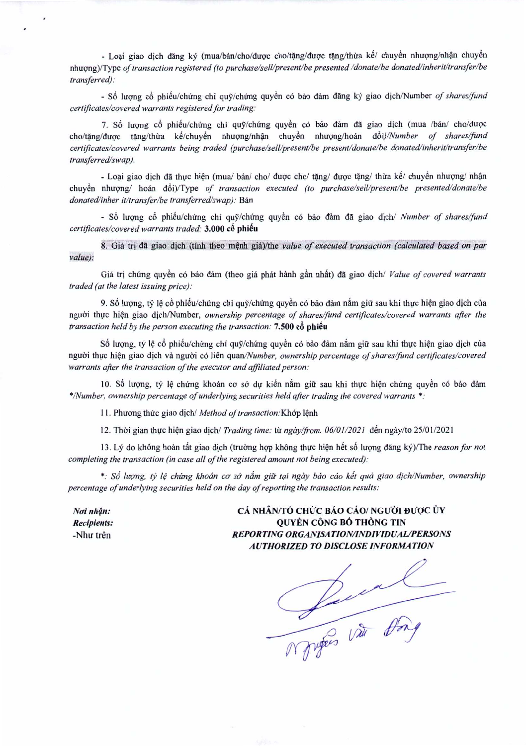- Loại giao dịch đăng ký (mua/bán/cho/được cho/tặng/được tặng/thừa kế/ chuyển nhượng/nhận chuyển nhượng)/Type *of transaction registered (to purchase/sell/present/be presented /donate/be donated/inherit/transfer/be transferred):*

- Số lượng cổ phiếu/chứng chỉ quỹ/chứng quyền có bảo đảm đăng ký giao dịch/Number *of shares/fund certificates/covered warrants registered for trading:*

7. Số lượng cổ phiếu/chứng chỉ quỹ/chứng quyền có bảo đảm đã giao dịch (mua /bán/ cho/được cho/tặng/được tặng/thừa kế/chuyển nhượng/nhận chuyển nhượng/hoán đổi)/*Number of shares/fund certificates/covered warrants being traded (purchase/sell/present/be present/donate/be donated/inherit/transfer/be transferred/swap).*

- Loại giao dịch đã thực hiện (mua/ bán/ cho/ được cho/ tặng/ được tặng/ thừa kế/ chuyển nhượng/ nhận chuyển nhượng/ hoán đổi)/Type *of transaction executed (to purchase/sell/present/be presented/donate/be donated/inher it/transfer/be transferred/swap):* Bán

- Số lượng cổ phiếu/chứng chỉ quỹ/chứng quyền có bảo đảm đã giao dịch/ *Number of shares/fund certificates/covered warrants traded:* **3.000 cổ phiếu**

8. Giá trị đã giao dịch (tính theo mệnh giá)/the *value of executed transaction (calculated based on par value):*

Giá trị chứng quyền có bảo đảm (theo giá phát hành gần nhất) đã giao dịch/ *Value of covered warrants traded (at the latest issuing price):*

9. Số lượng, tỷ lệ cổ phiếu/chứng chỉ quỹ/chứng quyền có bảo đảm nắm giữ sau khi thực hiện giao dịch của người thực hiện giao dịch/Number, *ownership percentage of shares/fund certificates/covered warrants after the transaction held by the person executing the transaction:* **7.500 cổ phiếu**

Số lượng, tỷ lệ cổ phiếu/chứng chỉ quỹ/chứng quyền có bảo đảm nắm giữ sau khi thực hiện giao dịch của người thực hiện giao dịch và người có liên quan/*Number, ownership percentage of shares/fund certificates/covered warrants after the transaction of the executor and affiliated person:*

10. Số lượng, tỷ lệ chứng khoán cơ sở dự kiến nắm giữ sau khi thực hiện chứng quyền có bảo đảm *\*/Number, ownership percentage of underlying securities held after trading the covered warrants \*:*

11. Phương thức giao dịch/ *Method of transaction:*Khớp lệnh

12. Thời gian thực hiện giao dịch/ *Trading time:* từ *ngày/from. 06/01/2021* đến ngày/to 25/01/2021

13. Lý do không hoàn tất giao dịch (trường hợp không thực hiện hết số lượng đăng ký)/The *reason for not completing the transaction (in case all of the registered amount not being executed):*

*\*: Số lượng, tỷ lệ chứng khoán cơ sở nắm giữ tại ngày báo cáo kết quả giao dịch/Number, ownership percentage of underlying securities held on the day of reporting the transaction results:*

***Nơi nhận:***
***Recipients:***
-Như trên

**CÁ NHÂN/TỔ CHỨC BÁO CÁO/ NGƯỜI ĐƯỢC ỦY QUYỀN CÔNG BỐ THÔNG TIN**
***REPORTING ORGANISATION/INDIVIDUAL/PERSONS AUTHORIZED TO DISCLOSE INFORMATION***

Nguyễn Văn Đông